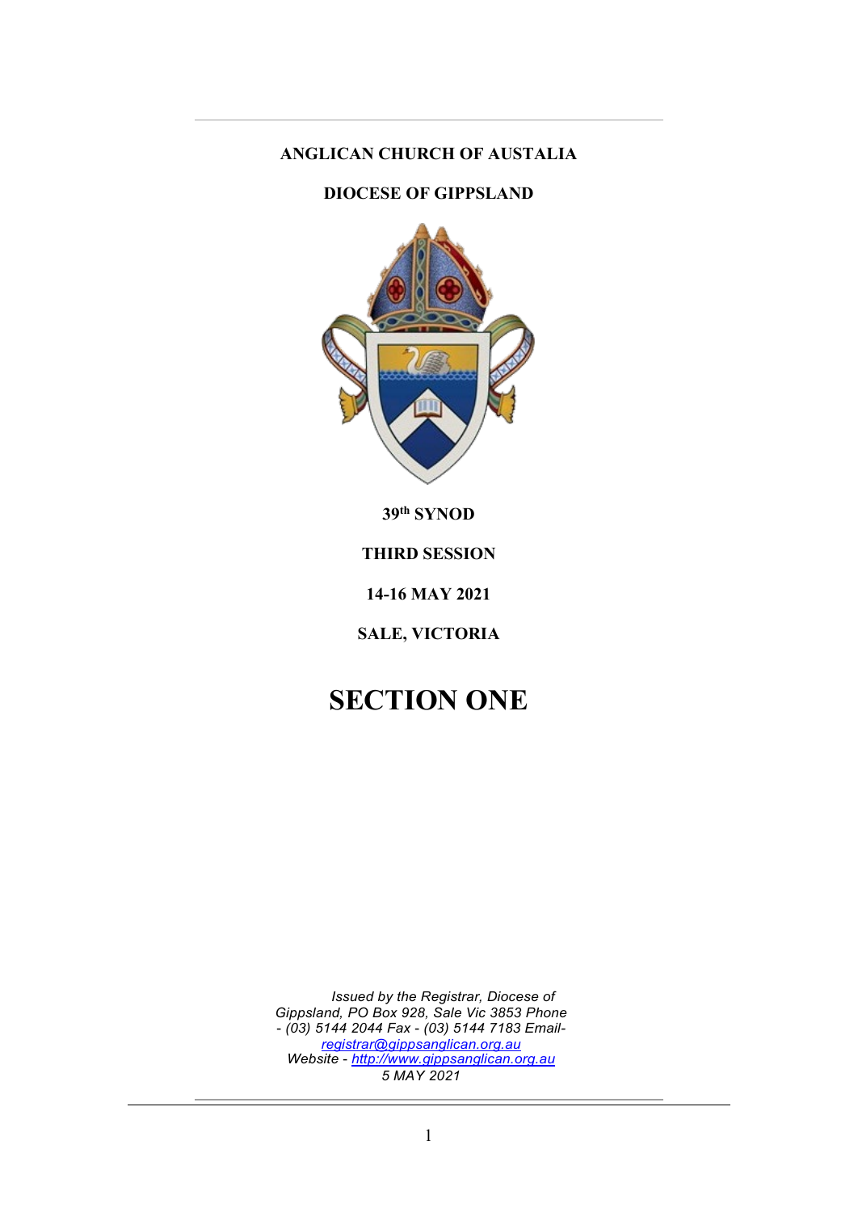**ANGLICAN CHURCH OF AUSTALIA**

**DIOCESE OF GIPPSLAND**

**39th SYNOD**

**THIRD SESSION**

**14-16 MAY 2021**

**SALE, VICTORIA**

# SECTION ONE

*Issued by the Registrar, Diocese of Gippsland, PO Box 928, Sale Vic 3853 Phone - (03) 5144 2044 Fax - (03) 5144 7183 Email- [registrar@gippsanglican.org.au](mailto:registrar@gippsanglican.org.au)*
*Website - [http://www.gippsanglican.org.au](http://www.gippsanglican.org.au)*
*5 MAY 2021*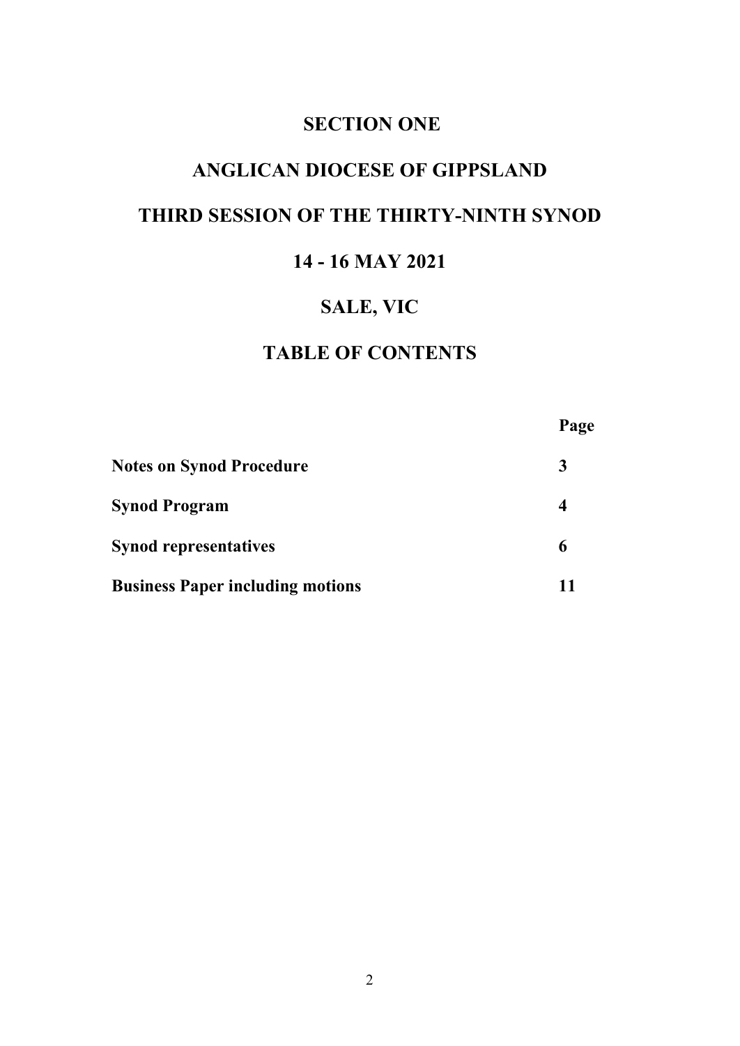# SECTION ONE

# ANGLICAN DIOCESE OF GIPPSLAND

# THIRD SESSION OF THE THIRTY-NINTH SYNOD

# 14 - 16 MAY 2021

# SALE, VIC

# TABLE OF CONTENTS

| | Page |
|---|---|
| **Notes on Synod Procedure** | **3** |
| **Synod Program** | **4** |
| **Synod representatives** | **6** |
| **Business Paper including motions** | **11** |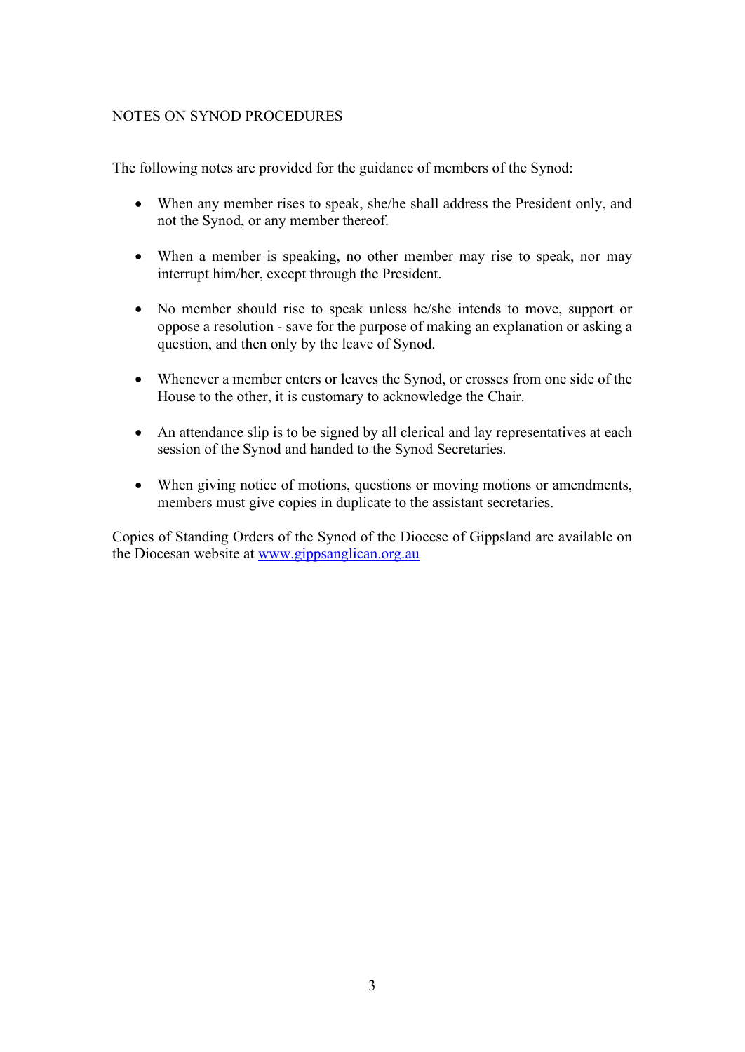# NOTES ON SYNOD PROCEDURES

The following notes are provided for the guidance of members of the Synod:

- When any member rises to speak, she/he shall address the President only, and not the Synod, or any member thereof.
- When a member is speaking, no other member may rise to speak, nor may interrupt him/her, except through the President.
- No member should rise to speak unless he/she intends to move, support or oppose a resolution - save for the purpose of making an explanation or asking a question, and then only by the leave of Synod.
- Whenever a member enters or leaves the Synod, or crosses from one side of the House to the other, it is customary to acknowledge the Chair.
- An attendance slip is to be signed by all clerical and lay representatives at each session of the Synod and handed to the Synod Secretaries.
- When giving notice of motions, questions or moving motions or amendments, members must give copies in duplicate to the assistant secretaries.

Copies of Standing Orders of the Synod of the Diocese of Gippsland are available on the Diocesan website at [www.gippsanglican.org.au](http://www.gippsanglican.org.au)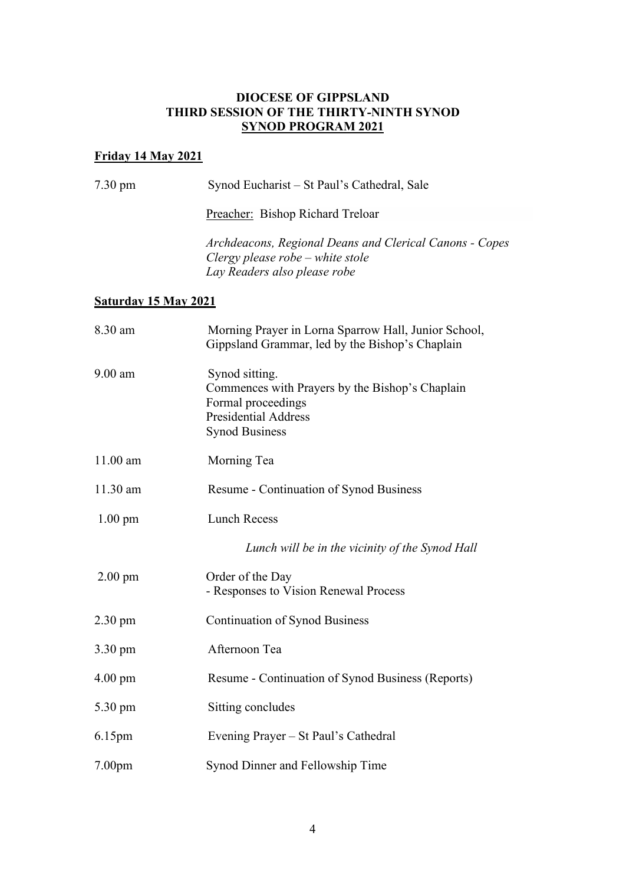**DIOCESE OF GIPPSLAND**
**THIRD SESSION OF THE THIRTY-NINTH SYNOD**
**SYNOD PROGRAM 2021**

**Friday 14 May 2021**

| | |
|---|---|
| 7.30 pm | Synod Eucharist – St Paul's Cathedral, Sale |
| | Preacher: Bishop Richard Treloar |
| | *Archdeacons, Regional Deans and Clerical Canons - Copes*<br>*Clergy please robe – white stole*<br>*Lay Readers also please robe* |

**Saturday 15 May 2021**

| | |
|---|---|
| 8.30 am | Morning Prayer in Lorna Sparrow Hall, Junior School, Gippsland Grammar, led by the Bishop's Chaplain |
| 9.00 am | Synod sitting.<br>Commences with Prayers by the Bishop's Chaplain<br>Formal proceedings<br>Presidential Address<br>Synod Business |
| 11.00 am | Morning Tea |
| 11.30 am | Resume - Continuation of Synod Business |
| 1.00 pm | Lunch Recess |
| | *Lunch will be in the vicinity of the Synod Hall* |
| 2.00 pm | Order of the Day<br>- Responses to Vision Renewal Process |
| 2.30 pm | Continuation of Synod Business |
| 3.30 pm | Afternoon Tea |
| 4.00 pm | Resume - Continuation of Synod Business (Reports) |
| 5.30 pm | Sitting concludes |
| 6.15pm | Evening Prayer – St Paul's Cathedral |
| 7.00pm | Synod Dinner and Fellowship Time |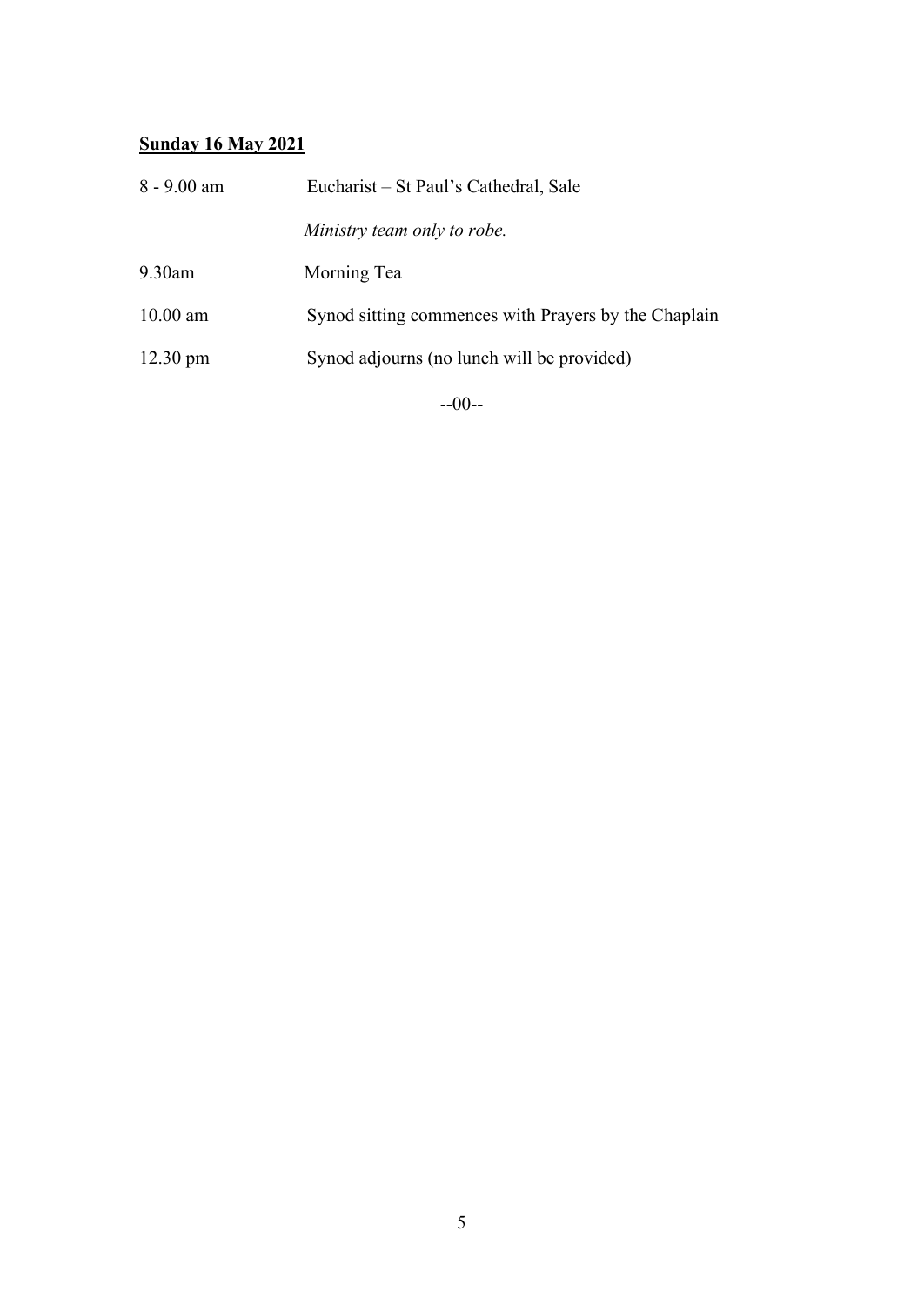**<u>Sunday 16 May 2021</u>**

| | |
|---|---|
| 8 - 9.00 am | Eucharist – St Paul's Cathedral, Sale |
| | *Ministry team only to robe.* |
| 9.30am | Morning Tea |
| 10.00 am | Synod sitting commences with Prayers by the Chaplain |
| 12.30 pm | Synod adjourns (no lunch will be provided) |

--00--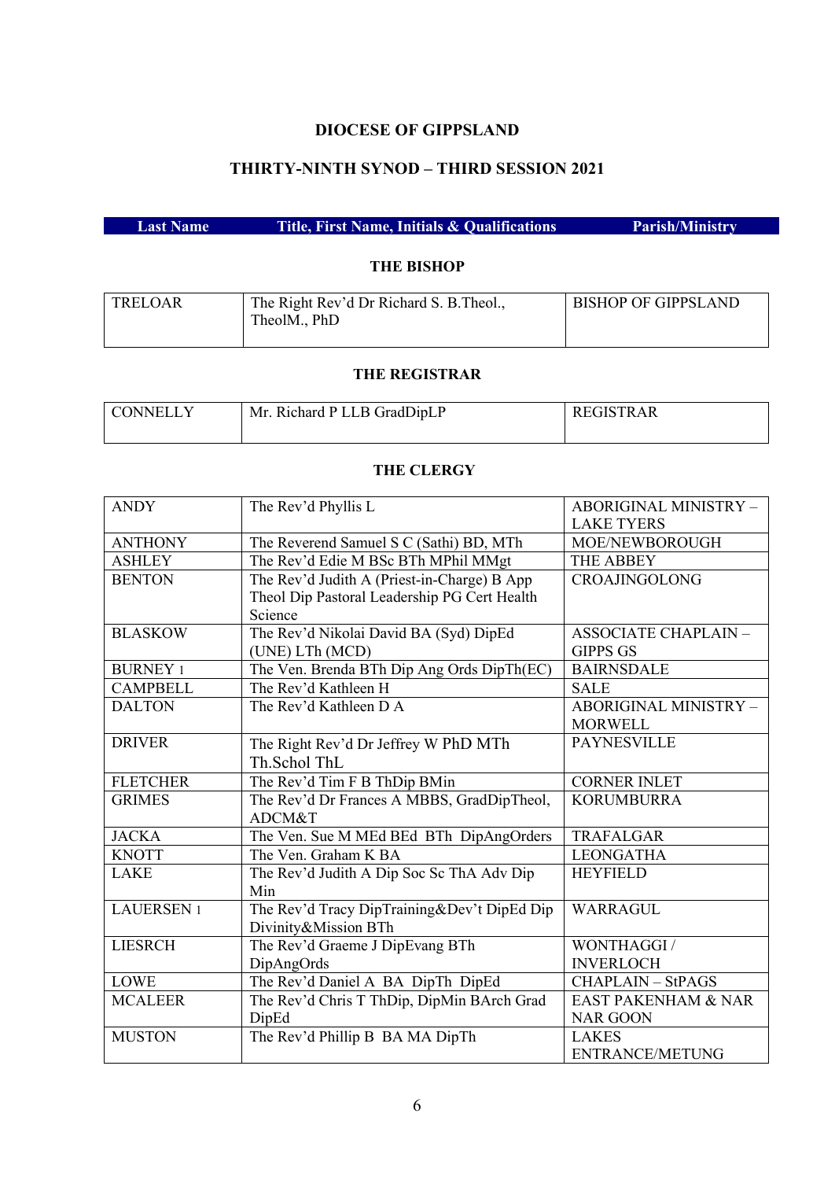# DIOCESE OF GIPPSLAND

## THIRTY-NINTH SYNOD – THIRD SESSION 2021

| Last Name | Title, First Name, Initials & Qualifications | Parish/Ministry |
|---|---|---|

### THE BISHOP

| Last Name | Title, First Name, Initials & Qualifications | Parish/Ministry |
|---|---|---|
| TRELOAR | The Right Rev'd Dr Richard S. B.Theol., TheolM., PhD | BISHOP OF GIPPSLAND |

### THE REGISTRAR

| Last Name | Title, First Name, Initials & Qualifications | Parish/Ministry |
|---|---|---|
| CONNELLY | Mr. Richard P LLB GradDipLP | REGISTRAR |

### THE CLERGY

| Last Name | Title, First Name, Initials & Qualifications | Parish/Ministry |
|---|---|---|
| ANDY | The Rev'd Phyllis L | ABORIGINAL MINISTRY – LAKE TYERS |
| ANTHONY | The Reverend Samuel S C (Sathi) BD, MTh | MOE/NEWBOROUGH |
| ASHLEY | The Rev'd Edie M BSc BTh MPhil MMgt | THE ABBEY |
| BENTON | The Rev'd Judith A (Priest-in-Charge) B App Theol Dip Pastoral Leadership PG Cert Health Science | CROAJINGOLONG |
| BLASKOW | The Rev'd Nikolai David BA (Syd) DipEd (UNE) LTh (MCD) | ASSOCIATE CHAPLAIN – GIPPS GS |
| BURNEY 1 | The Ven. Brenda BTh Dip Ang Ords DipTh(EC) | BAIRNSDALE |
| CAMPBELL | The Rev'd Kathleen H | SALE |
| DALTON | The Rev'd Kathleen D A | ABORIGINAL MINISTRY – MORWELL |
| DRIVER | The Right Rev'd Dr Jeffrey W PhD MTh Th.Schol ThL | PAYNESVILLE |
| FLETCHER | The Rev'd Tim F B ThDip BMin | CORNER INLET |
| GRIMES | The Rev'd Dr Frances A MBBS, GradDipTheol, ADCM&T | KORUMBURRA |
| JACKA | The Ven. Sue M MEd BEd BTh DipAngOrders | TRAFALGAR |
| KNOTT | The Ven. Graham K BA | LEONGATHA |
| LAKE | The Rev'd Judith A Dip Soc Sc ThA Adv Dip Min | HEYFIELD |
| LAUERSEN 1 | The Rev'd Tracy DipTraining&Dev't DipEd Dip Divinity&Mission BTh | WARRAGUL |
| LIESRCH | The Rev'd Graeme J DipEvang BTh DipAngOrds | WONTHAGGI / INVERLOCH |
| LOWE | The Rev'd Daniel A BA DipTh DipEd | CHAPLAIN – StPAGS |
| MCALEER | The Rev'd Chris T ThDip, DipMin BArch Grad DipEd | EAST PAKENHAM & NAR NAR GOON |
| MUSTON | The Rev'd Phillip B BA MA DipTh | LAKES ENTRANCE/METUNG |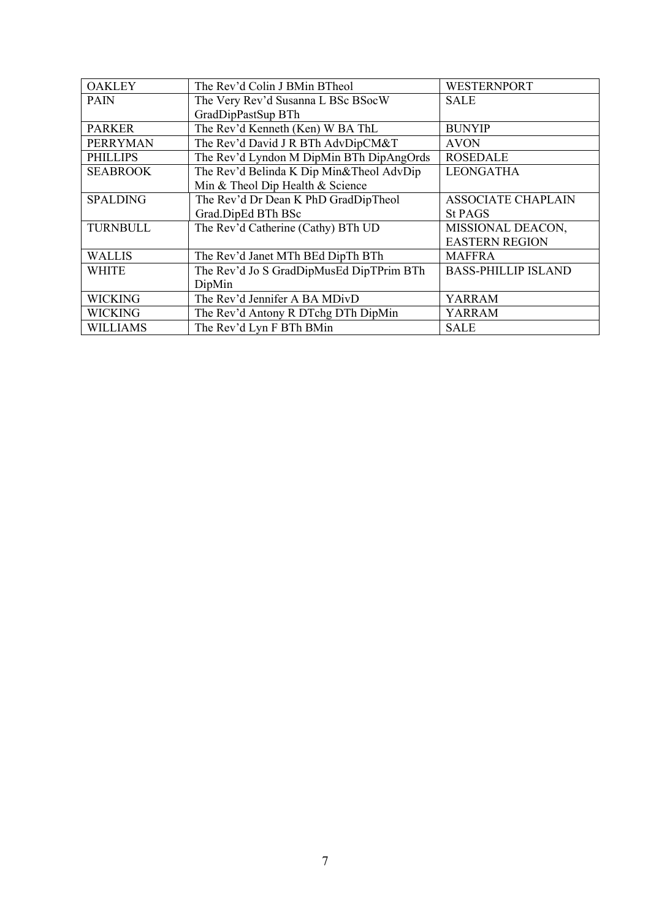| OAKLEY | The Rev'd Colin J BMin BTheol | WESTERNPORT |
|---|---|---|
| PAIN | The Very Rev'd Susanna L BSc BSocW GradDipPastSup BTh | SALE |
| PARKER | The Rev'd Kenneth (Ken) W BA ThL | BUNYIP |
| PERRYMAN | The Rev'd David J R BTh AdvDipCM&T | AVON |
| PHILLIPS | The Rev'd Lyndon M DipMin BTh DipAngOrds | ROSEDALE |
| SEABROOK | The Rev'd Belinda K Dip Min&Theol AdvDip Min & Theol Dip Health & Science | LEONGATHA |
| SPALDING | The Rev'd Dr Dean K PhD GradDipTheol Grad.DipEd BTh BSc | ASSOCIATE CHAPLAIN St PAGS |
| TURNBULL | The Rev'd Catherine (Cathy) BTh UD | MISSIONAL DEACON, EASTERN REGION |
| WALLIS | The Rev'd Janet MTh BEd DipTh BTh | MAFFRA |
| WHITE | The Rev'd Jo S GradDipMusEd DipTPrim BTh DipMin | BASS-PHILLIP ISLAND |
| WICKING | The Rev'd Jennifer A BA MDivD | YARRAM |
| WICKING | The Rev'd Antony R DTchg DTh DipMin | YARRAM |
| WILLIAMS | The Rev'd Lyn F BTh BMin | SALE |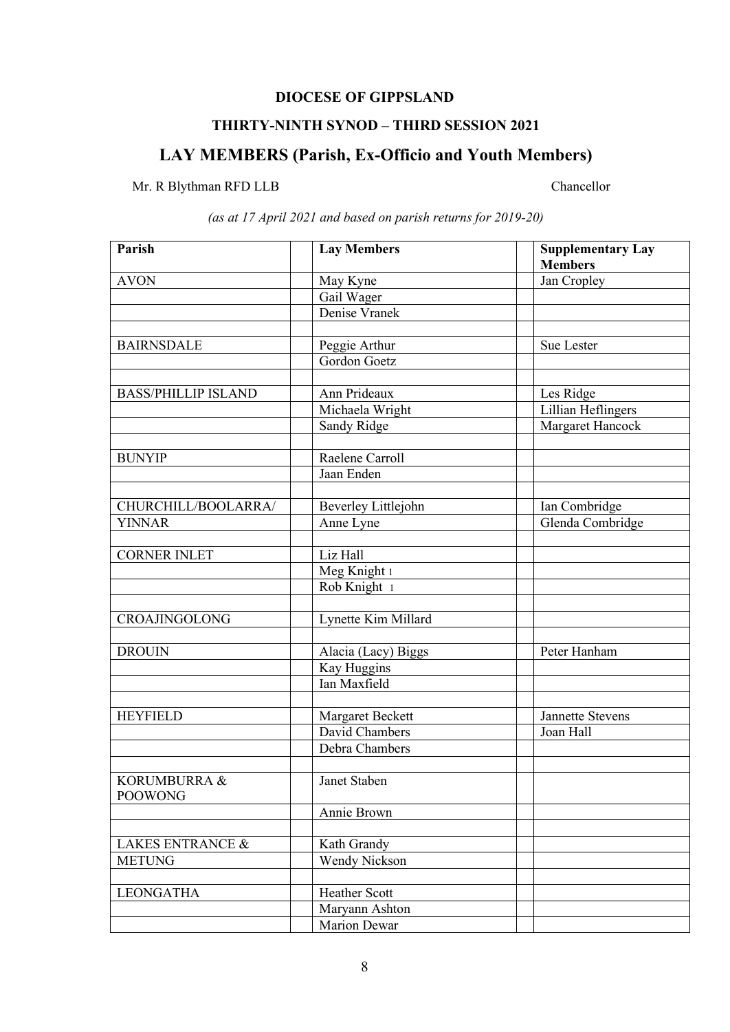**DIOCESE OF GIPPSLAND**

**THIRTY-NINTH SYNOD – THIRD SESSION 2021**

## LAY MEMBERS (Parish, Ex-Officio and Youth Members)

Mr. R Blythman RFD LLB — Chancellor

*(as at 17 April 2021 and based on parish returns for 2019-20)*

| Parish | | Lay Members | | Supplementary Lay Members |
|---|---|---|---|---|
| AVON | | May Kyne | | Jan Cropley |
| | | Gail Wager | | |
| | | Denise Vranek | | |
| | | | | |
| BAIRNSDALE | | Peggie Arthur | | Sue Lester |
| | | Gordon Goetz | | |
| | | | | |
| BASS/PHILLIP ISLAND | | Ann Prideaux | | Les Ridge |
| | | Michaela Wright | | Lillian Heflingers |
| | | Sandy Ridge | | Margaret Hancock |
| | | | | |
| BUNYIP | | Raelene Carroll | | |
| | | Jaan Enden | | |
| | | | | |
| CHURCHILL/BOOLARRA/ | | Beverley Littlejohn | | Ian Combridge |
| YINNAR | | Anne Lyne | | Glenda Combridge |
| | | | | |
| CORNER INLET | | Liz Hall | | |
| | | Meg Knight [1] | | |
| | | Rob Knight [1] | | |
| | | | | |
| CROAJINGOLONG | | Lynette Kim Millard | | |
| | | | | |
| DROUIN | | Alacia (Lacy) Biggs | | Peter Hanham |
| | | Kay Huggins | | |
| | | Ian Maxfield | | |
| | | | | |
| HEYFIELD | | Margaret Beckett | | Jannette Stevens |
| | | David Chambers | | Joan Hall |
| | | Debra Chambers | | |
| | | | | |
| KORUMBURRA & POOWONG | | Janet Staben | | |
| | | Annie Brown | | |
| | | | | |
| LAKES ENTRANCE & | | Kath Grandy | | |
| METUNG | | Wendy Nickson | | |
| | | | | |
| LEONGATHA | | Heather Scott | | |
| | | Maryann Ashton | | |
| | | Marion Dewar | | |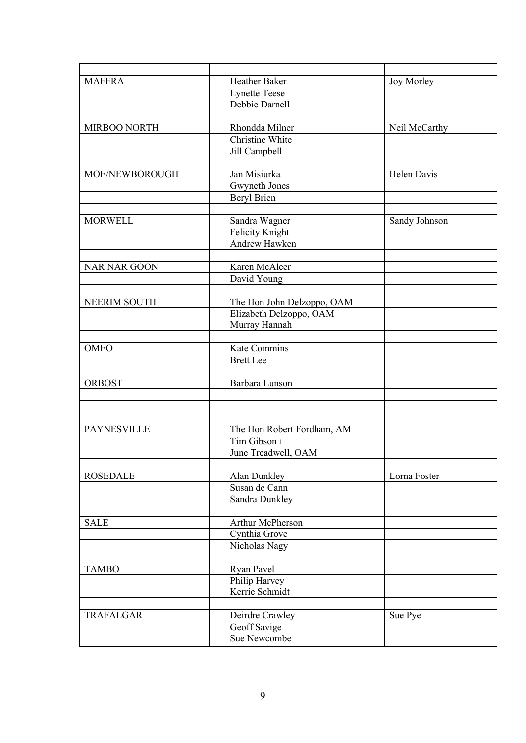| | | | | |
|---|---|---|---|---|
| MAFFRA | | Heather Baker | | Joy Morley |
| | | Lynette Teese | | |
| | | Debbie Darnell | | |
| | | | | |
| MIRBOO NORTH | | Rhondda Milner | | Neil McCarthy |
| | | Christine White | | |
| | | Jill Campbell | | |
| | | | | |
| MOE/NEWBOROUGH | | Jan Misiurka | | Helen Davis |
| | | Gwyneth Jones | | |
| | | Beryl Brien | | |
| | | | | |
| MORWELL | | Sandra Wagner | | Sandy Johnson |
| | | Felicity Knight | | |
| | | Andrew Hawken | | |
| | | | | |
| NAR NAR GOON | | Karen McAleer | | |
| | | David Young | | |
| | | | | |
| NEERIM SOUTH | | The Hon John Delzoppo, OAM | | |
| | | Elizabeth Delzoppo, OAM | | |
| | | Murray Hannah | | |
| | | | | |
| OMEO | | Kate Commins | | |
| | | Brett Lee | | |
| | | | | |
| ORBOST | | Barbara Lunson | | |
| | | | | |
| | | | | |
| | | | | |
| PAYNESVILLE | | The Hon Robert Fordham, AM | | |
| | | Tim Gibson [1] | | |
| | | June Treadwell, OAM | | |
| | | | | |
| ROSEDALE | | Alan Dunkley | | Lorna Foster |
| | | Susan de Cann | | |
| | | Sandra Dunkley | | |
| | | | | |
| SALE | | Arthur McPherson | | |
| | | Cynthia Grove | | |
| | | Nicholas Nagy | | |
| | | | | |
| TAMBO | | Ryan Pavel | | |
| | | Philip Harvey | | |
| | | Kerrie Schmidt | | |
| | | | | |
| TRAFALGAR | | Deirdre Crawley | | Sue Pye |
| | | Geoff Savige | | |
| | | Sue Newcombe | | |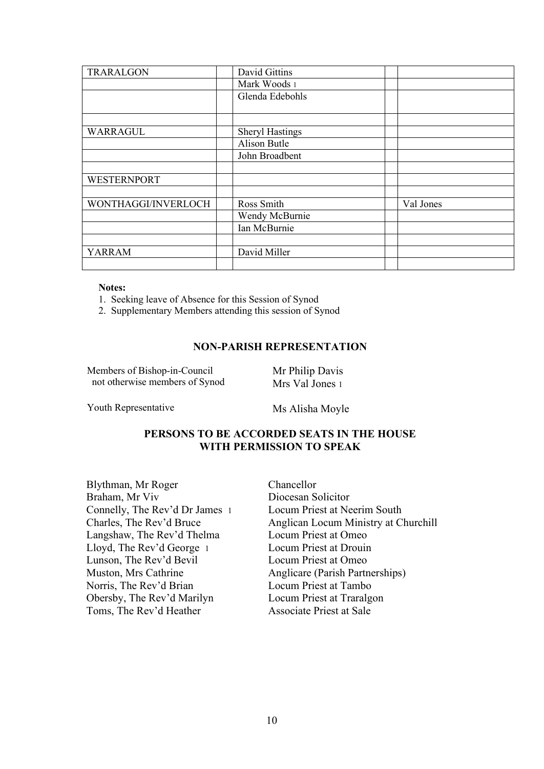| | | | | |
|---|---|---|---|---|
| TRARALGON | | David Gittins | | |
| | | Mark Woods [1] | | |
| | | Glenda Edebohls | | |
| | | | | |
| WARRAGUL | | Sheryl Hastings | | |
| | | Alison Butle | | |
| | | John Broadbent | | |
| | | | | |
| WESTERNPORT | | | | |
| | | | | |
| WONTHAGGI/INVERLOCH | | Ross Smith | | Val Jones |
| | | Wendy McBurnie | | |
| | | Ian McBurnie | | |
| | | | | |
| YARRAM | | David Miller | | |
| | | | | |

**Notes:**

1. Seeking leave of Absence for this Session of Synod
2. Supplementary Members attending this session of Synod

## NON-PARISH REPRESENTATION

| | |
|---|---|
| Members of Bishop-in-Council not otherwise members of Synod | Mr Philip Davis<br>Mrs Val Jones [1] |
| Youth Representative | Ms Alisha Moyle |

## PERSONS TO BE ACCORDED SEATS IN THE HOUSE WITH PERMISSION TO SPEAK

| | |
|---|---|
| Blythman, Mr Roger | Chancellor |
| Braham, Mr Viv | Diocesan Solicitor |
| Connelly, The Rev'd Dr James [1] | Locum Priest at Neerim South |
| Charles, The Rev'd Bruce | Anglican Locum Ministry at Churchill |
| Langshaw, The Rev'd Thelma | Locum Priest at Omeo |
| Lloyd, The Rev'd George [1] | Locum Priest at Drouin |
| Lunson, The Rev'd Bevil | Locum Priest at Omeo |
| Muston, Mrs Cathrine | Anglicare (Parish Partnerships) |
| Norris, The Rev'd Brian | Locum Priest at Tambo |
| Obersby, The Rev'd Marilyn | Locum Priest at Traralgon |
| Toms, The Rev'd Heather | Associate Priest at Sale |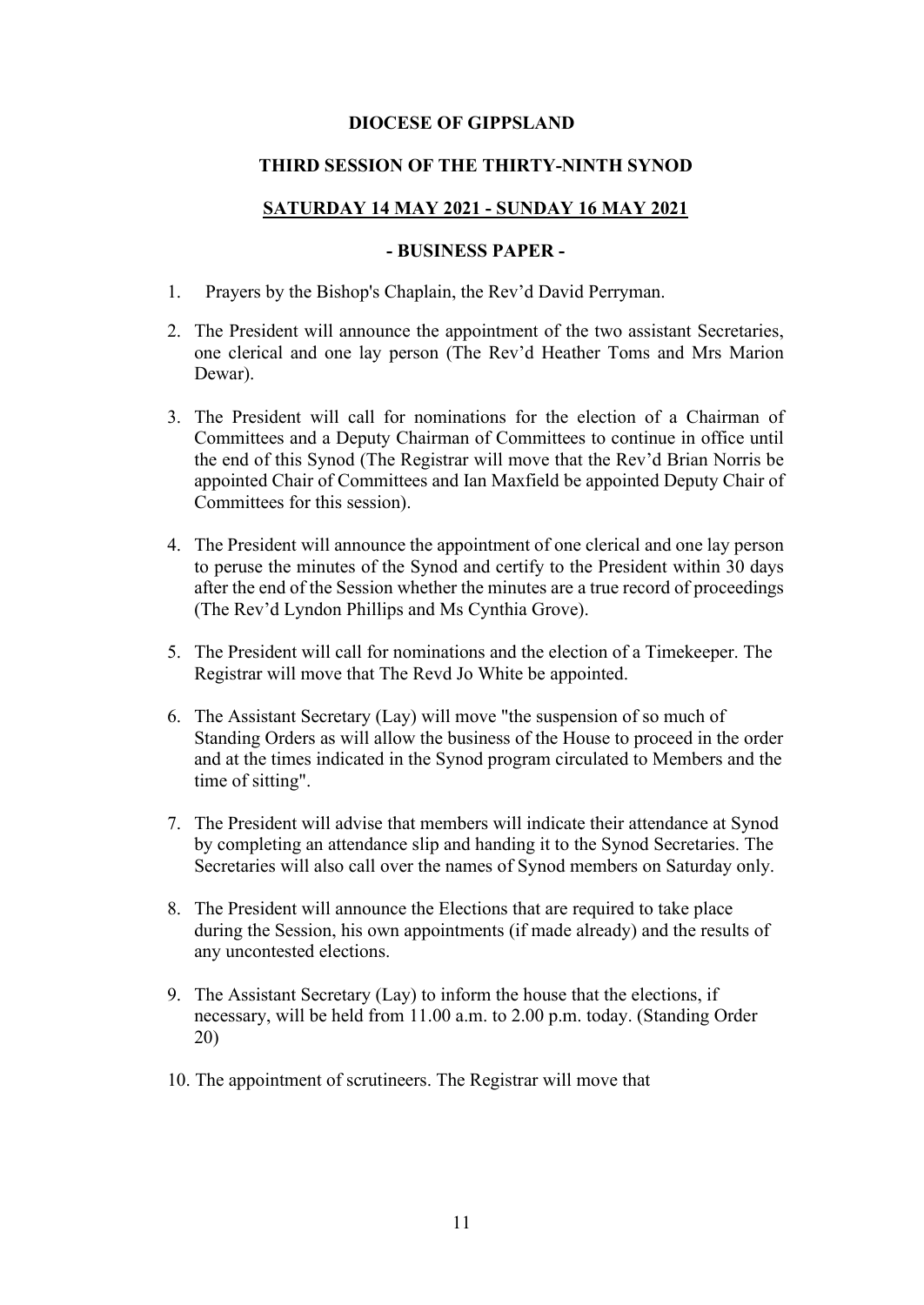**DIOCESE OF GIPPSLAND**

**THIRD SESSION OF THE THIRTY-NINTH SYNOD**

**SATURDAY 14 MAY 2021 - SUNDAY 16 MAY 2021**

**- BUSINESS PAPER -**

1. Prayers by the Bishop's Chaplain, the Rev'd David Perryman.

2. The President will announce the appointment of the two assistant Secretaries, one clerical and one lay person (The Rev'd Heather Toms and Mrs Marion Dewar).

3. The President will call for nominations for the election of a Chairman of Committees and a Deputy Chairman of Committees to continue in office until the end of this Synod (The Registrar will move that the Rev'd Brian Norris be appointed Chair of Committees and Ian Maxfield be appointed Deputy Chair of Committees for this session).

4. The President will announce the appointment of one clerical and one lay person to peruse the minutes of the Synod and certify to the President within 30 days after the end of the Session whether the minutes are a true record of proceedings (The Rev'd Lyndon Phillips and Ms Cynthia Grove).

5. The President will call for nominations and the election of a Timekeeper. The Registrar will move that The Revd Jo White be appointed.

6. The Assistant Secretary (Lay) will move "the suspension of so much of Standing Orders as will allow the business of the House to proceed in the order and at the times indicated in the Synod program circulated to Members and the time of sitting".

7. The President will advise that members will indicate their attendance at Synod by completing an attendance slip and handing it to the Synod Secretaries. The Secretaries will also call over the names of Synod members on Saturday only.

8. The President will announce the Elections that are required to take place during the Session, his own appointments (if made already) and the results of any uncontested elections.

9. The Assistant Secretary (Lay) to inform the house that the elections, if necessary, will be held from 11.00 a.m. to 2.00 p.m. today. (Standing Order 20)

10. The appointment of scrutineers. The Registrar will move that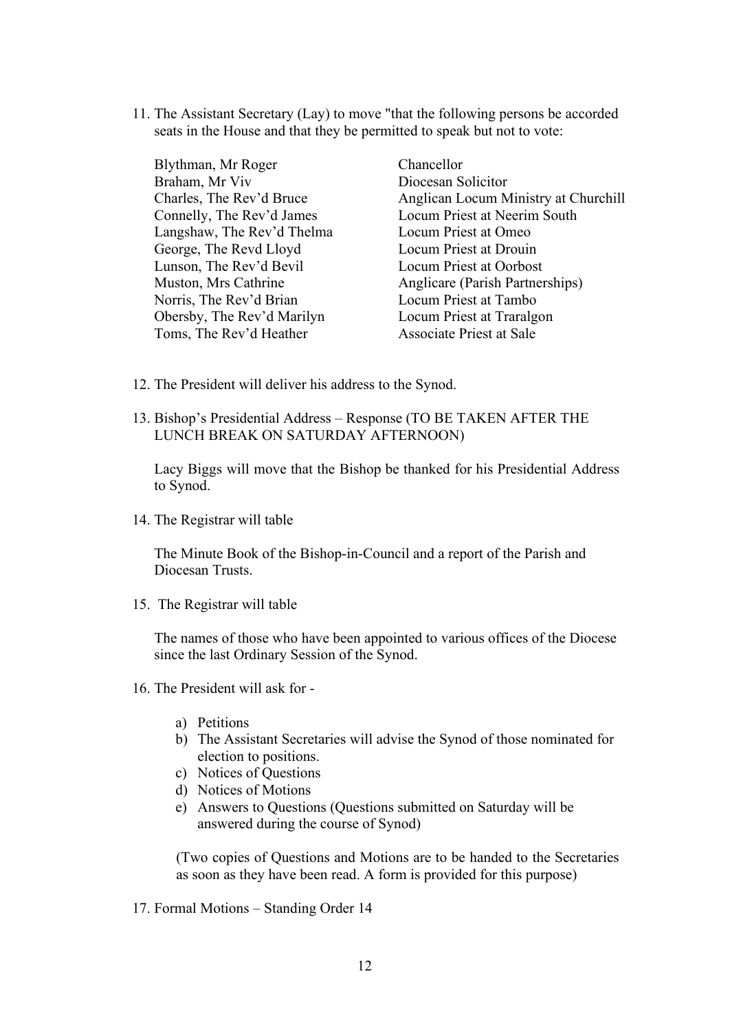11. The Assistant Secretary (Lay) to move "that the following persons be accorded seats in the House and that they be permitted to speak but not to vote:

| | |
|---|---|
| Blythman, Mr Roger | Chancellor |
| Braham, Mr Viv | Diocesan Solicitor |
| Charles, The Rev'd Bruce | Anglican Locum Ministry at Churchill |
| Connelly, The Rev'd James | Locum Priest at Neerim South |
| Langshaw, The Rev'd Thelma | Locum Priest at Omeo |
| George, The Revd Lloyd | Locum Priest at Drouin |
| Lunson, The Rev'd Bevil | Locum Priest at Oorbost |
| Muston, Mrs Cathrine | Anglicare (Parish Partnerships) |
| Norris, The Rev'd Brian | Locum Priest at Tambo |
| Obersby, The Rev'd Marilyn | Locum Priest at Traralgon |
| Toms, The Rev'd Heather | Associate Priest at Sale |

12. The President will deliver his address to the Synod.

13. Bishop's Presidential Address – Response (TO BE TAKEN AFTER THE LUNCH BREAK ON SATURDAY AFTERNOON)

    Lacy Biggs will move that the Bishop be thanked for his Presidential Address to Synod.

14. The Registrar will table

    The Minute Book of the Bishop-in-Council and a report of the Parish and Diocesan Trusts.

15. The Registrar will table

    The names of those who have been appointed to various offices of the Diocese since the last Ordinary Session of the Synod.

16. The President will ask for -

    a) Petitions
    b) The Assistant Secretaries will advise the Synod of those nominated for election to positions.
    c) Notices of Questions
    d) Notices of Motions
    e) Answers to Questions (Questions submitted on Saturday will be answered during the course of Synod)

    (Two copies of Questions and Motions are to be handed to the Secretaries as soon as they have been read. A form is provided for this purpose)

17. Formal Motions – Standing Order 14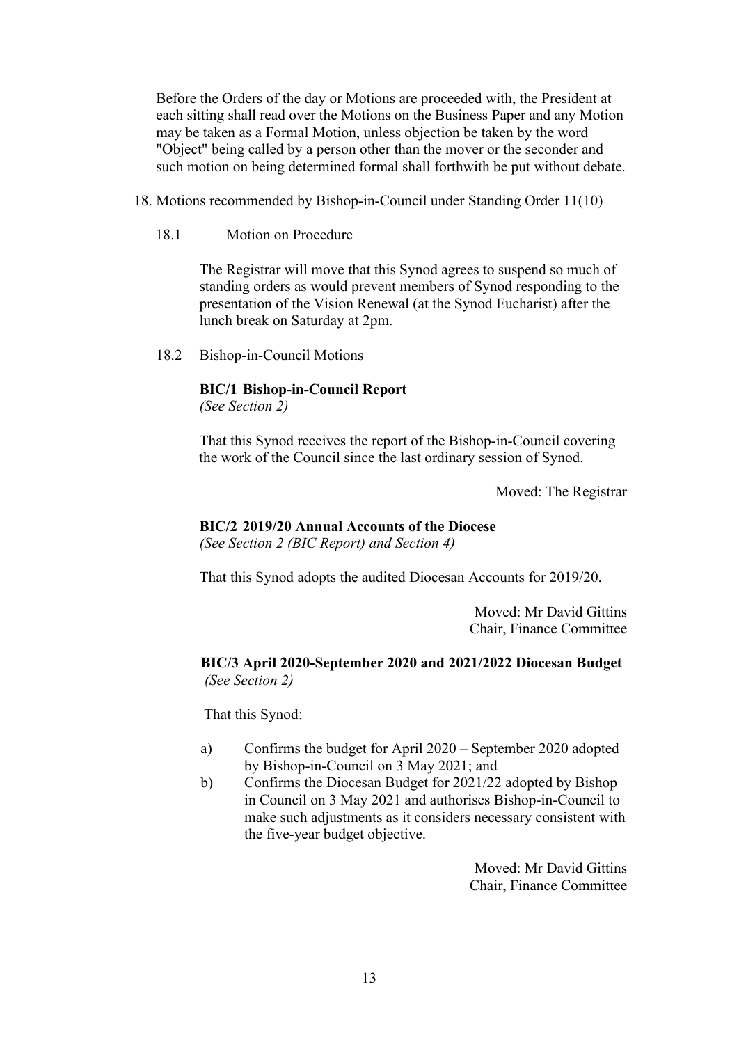Before the Orders of the day or Motions are proceeded with, the President at each sitting shall read over the Motions on the Business Paper and any Motion may be taken as a Formal Motion, unless objection be taken by the word "Object" being called by a person other than the mover or the seconder and such motion on being determined formal shall forthwith be put without debate.

18. Motions recommended by Bishop-in-Council under Standing Order 11(10)

18.1 Motion on Procedure

The Registrar will move that this Synod agrees to suspend so much of standing orders as would prevent members of Synod responding to the presentation of the Vision Renewal (at the Synod Eucharist) after the lunch break on Saturday at 2pm.

18.2 Bishop-in-Council Motions

**BIC/1 Bishop-in-Council Report**
*(See Section 2)*

That this Synod receives the report of the Bishop-in-Council covering the work of the Council since the last ordinary session of Synod.

Moved: The Registrar

**BIC/2 2019/20 Annual Accounts of the Diocese**
*(See Section 2 (BIC Report) and Section 4)*

That this Synod adopts the audited Diocesan Accounts for 2019/20.

Moved: Mr David Gittins
Chair, Finance Committee

**BIC/3 April 2020-September 2020 and 2021/2022 Diocesan Budget**
*(See Section 2)*

That this Synod:

a) Confirms the budget for April 2020 – September 2020 adopted by Bishop-in-Council on 3 May 2021; and
b) Confirms the Diocesan Budget for 2021/22 adopted by Bishop in Council on 3 May 2021 and authorises Bishop-in-Council to make such adjustments as it considers necessary consistent with the five-year budget objective.

Moved: Mr David Gittins
Chair, Finance Committee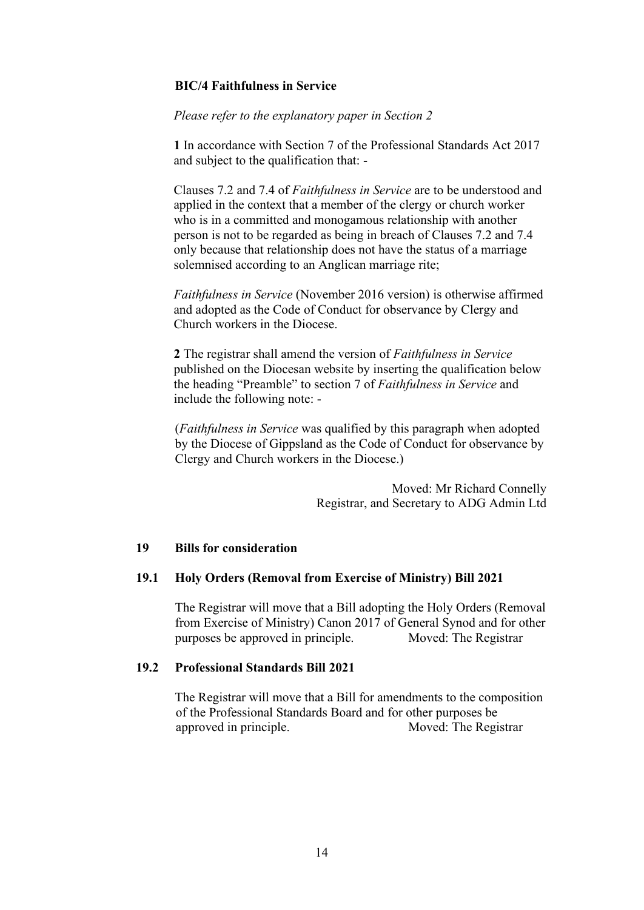**BIC/4 Faithfulness in Service**

*Please refer to the explanatory paper in Section 2*

**1** In accordance with Section 7 of the Professional Standards Act 2017 and subject to the qualification that: -

Clauses 7.2 and 7.4 of *Faithfulness in Service* are to be understood and applied in the context that a member of the clergy or church worker who is in a committed and monogamous relationship with another person is not to be regarded as being in breach of Clauses 7.2 and 7.4 only because that relationship does not have the status of a marriage solemnised according to an Anglican marriage rite;

*Faithfulness in Service* (November 2016 version) is otherwise affirmed and adopted as the Code of Conduct for observance by Clergy and Church workers in the Diocese.

**2** The registrar shall amend the version of *Faithfulness in Service* published on the Diocesan website by inserting the qualification below the heading "Preamble" to section 7 of *Faithfulness in Service* and include the following note: -

(*Faithfulness in Service* was qualified by this paragraph when adopted by the Diocese of Gippsland as the Code of Conduct for observance by Clergy and Church workers in the Diocese.)

Moved: Mr Richard Connelly
Registrar, and Secretary to ADG Admin Ltd

## 19 Bills for consideration

### 19.1 Holy Orders (Removal from Exercise of Ministry) Bill 2021

The Registrar will move that a Bill adopting the Holy Orders (Removal from Exercise of Ministry) Canon 2017 of General Synod and for other purposes be approved in principle. Moved: The Registrar

### 19.2 Professional Standards Bill 2021

The Registrar will move that a Bill for amendments to the composition of the Professional Standards Board and for other purposes be approved in principle. Moved: The Registrar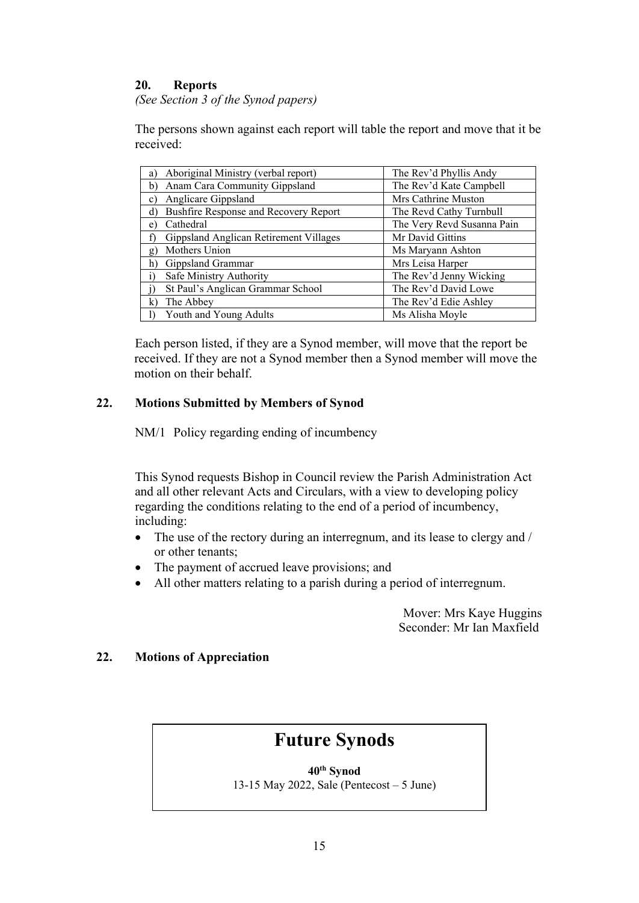## 20. Reports

*(See Section 3 of the Synod papers)*

The persons shown against each report will table the report and move that it be received:

| | |
|---|---|
| a) Aboriginal Ministry (verbal report) | The Rev'd Phyllis Andy |
| b) Anam Cara Community Gippsland | The Rev'd Kate Campbell |
| c) Anglicare Gippsland | Mrs Cathrine Muston |
| d) Bushfire Response and Recovery Report | The Revd Cathy Turnbull |
| e) Cathedral | The Very Revd Susanna Pain |
| f) Gippsland Anglican Retirement Villages | Mr David Gittins |
| g) Mothers Union | Ms Maryann Ashton |
| h) Gippsland Grammar | Mrs Leisa Harper |
| i) Safe Ministry Authority | The Rev'd Jenny Wicking |
| j) St Paul's Anglican Grammar School | The Rev'd David Lowe |
| k) The Abbey | The Rev'd Edie Ashley |
| l) Youth and Young Adults | Ms Alisha Moyle |

Each person listed, if they are a Synod member, will move that the report be received. If they are not a Synod member then a Synod member will move the motion on their behalf.

## 22. Motions Submitted by Members of Synod

NM/1 Policy regarding ending of incumbency

This Synod requests Bishop in Council review the Parish Administration Act and all other relevant Acts and Circulars, with a view to developing policy regarding the conditions relating to the end of a period of incumbency, including:

- The use of the rectory during an interregnum, and its lease to clergy / or other tenants;
- The payment of accrued leave provisions; and
- All other matters relating to a parish during a period of interregnum.

Mover: Mrs Kaye Huggins
Seconder: Mr Ian Maxfield

## 22. Motions of Appreciation

# Future Synods

**40th Synod**

13-15 May 2022, Sale (Pentecost – 5 June)